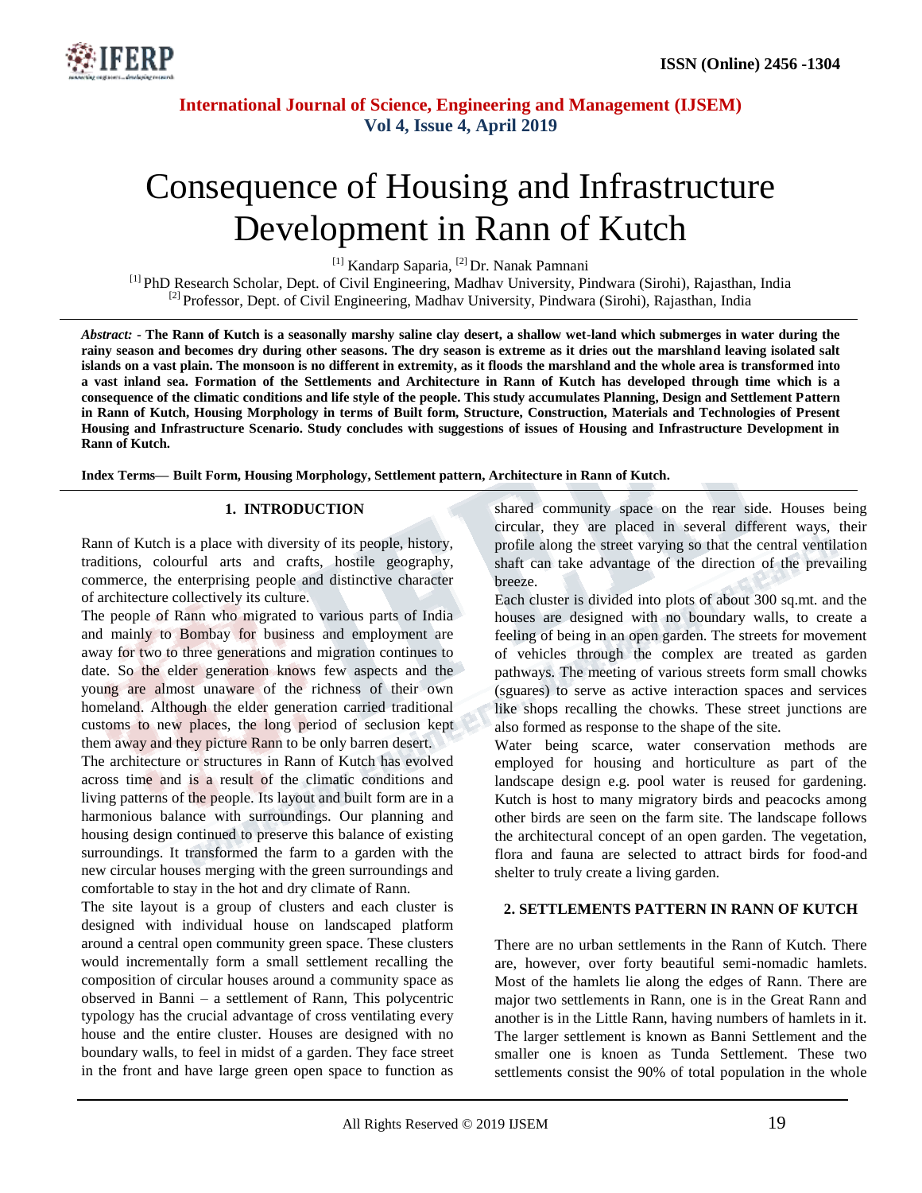# Consequence of Housing and Infrastructure Development in Rann of Kutch

[1] Kandarp Saparia, [2] Dr. Nanak Pamnani

[1] PhD Research Scholar, Dept. of Civil Engineering, Madhav University, Pindwara (Sirohi), Rajasthan, India
[2] Professor, Dept. of Civil Engineering, Madhav University, Pindwara (Sirohi), Rajasthan, India

***Abstract: -*** **The Rann of Kutch is a seasonally marshy saline clay desert, a shallow wet-land which submerges in water during the rainy season and becomes dry during other seasons. The dry season is extreme as it dries out the marshland leaving isolated salt islands on a vast plain. The monsoon is no different in extremity, as it floods the marshland and the whole area is transformed into a vast inland sea. Formation of the Settlements and Architecture in Rann of Kutch has developed through time which is a consequence of the climatic conditions and life style of the people. This study accumulates Planning, Design and Settlement Pattern in Rann of Kutch, Housing Morphology in terms of Built form, Structure, Construction, Materials and Technologies of Present Housing and Infrastructure Scenario. Study concludes with suggestions of issues of Housing and Infrastructure Development in Rann of Kutch.**

**Index Terms— Built Form, Housing Morphology, Settlement pattern, Architecture in Rann of Kutch.**

## 1. INTRODUCTION

Rann of Kutch is a place with diversity of its people, history, traditions, colourful arts and crafts, hostile geography, commerce, the enterprising people and distinctive character of architecture collectively its culture.

The people of Rann who migrated to various parts of India and mainly to Bombay for business and employment are away for two to three generations and migration continues to date. So the elder generation knows few aspects and the young are almost unaware of the richness of their own homeland. Although the elder generation carried traditional customs to new places, the long period of seclusion kept them away and they picture Rann to be only barren desert.

The architecture or structures in Rann of Kutch has evolved across time and is a result of the climatic conditions and living patterns of the people. Its layout and built form are in a harmonious balance with surroundings. Our planning and housing design continued to preserve this balance of existing surroundings. It transformed the farm to a garden with the new circular houses merging with the green surroundings and comfortable to stay in the hot and dry climate of Rann.

The site layout is a group of clusters and each cluster is designed with individual house on landscaped platform around a central open community green space. These clusters would incrementally form a small settlement recalling the composition of circular houses around a community space as observed in Banni – a settlement of Rann, This polycentric typology has the crucial advantage of cross ventilating every house and the entire cluster. Houses are designed with no boundary walls, to feel in midst of a garden. They face street in the front and have large green open space to function as shared community space on the rear side. Houses being circular, they are placed in several different ways, their profile along the street varying so that the central ventilation shaft can take advantage of the direction of the prevailing breeze.

Each cluster is divided into plots of about 300 sq.mt. and the houses are designed with no boundary walls, to create a feeling of being in an open garden. The streets for movement of vehicles through the complex are treated as garden pathways. The meeting of various streets form small chowks (sguares) to serve as active interaction spaces and services like shops recalling the chowks. These street junctions are also formed as response to the shape of the site.

Water being scarce, water conservation methods are employed for housing and horticulture as part of the landscape design e.g. pool water is reused for gardening. Kutch is host to many migratory birds and peacocks among other birds are seen on the farm site. The landscape follows the architectural concept of an open garden. The vegetation, flora and fauna are selected to attract birds for food-and shelter to truly create a living garden.

## 2. SETTLEMENTS PATTERN IN RANN OF KUTCH

There are no urban settlements in the Rann of Kutch. There are, however, over forty beautiful semi-nomadic hamlets. Most of the hamlets lie along the edges of Rann. There are major two settlements in Rann, one is in the Great Rann and another is in the Little Rann, having numbers of hamlets in it. The larger settlement is known as Banni Settlement and the smaller one is knoen as Tunda Settlement. These two settlements consist the 90% of total population in the whole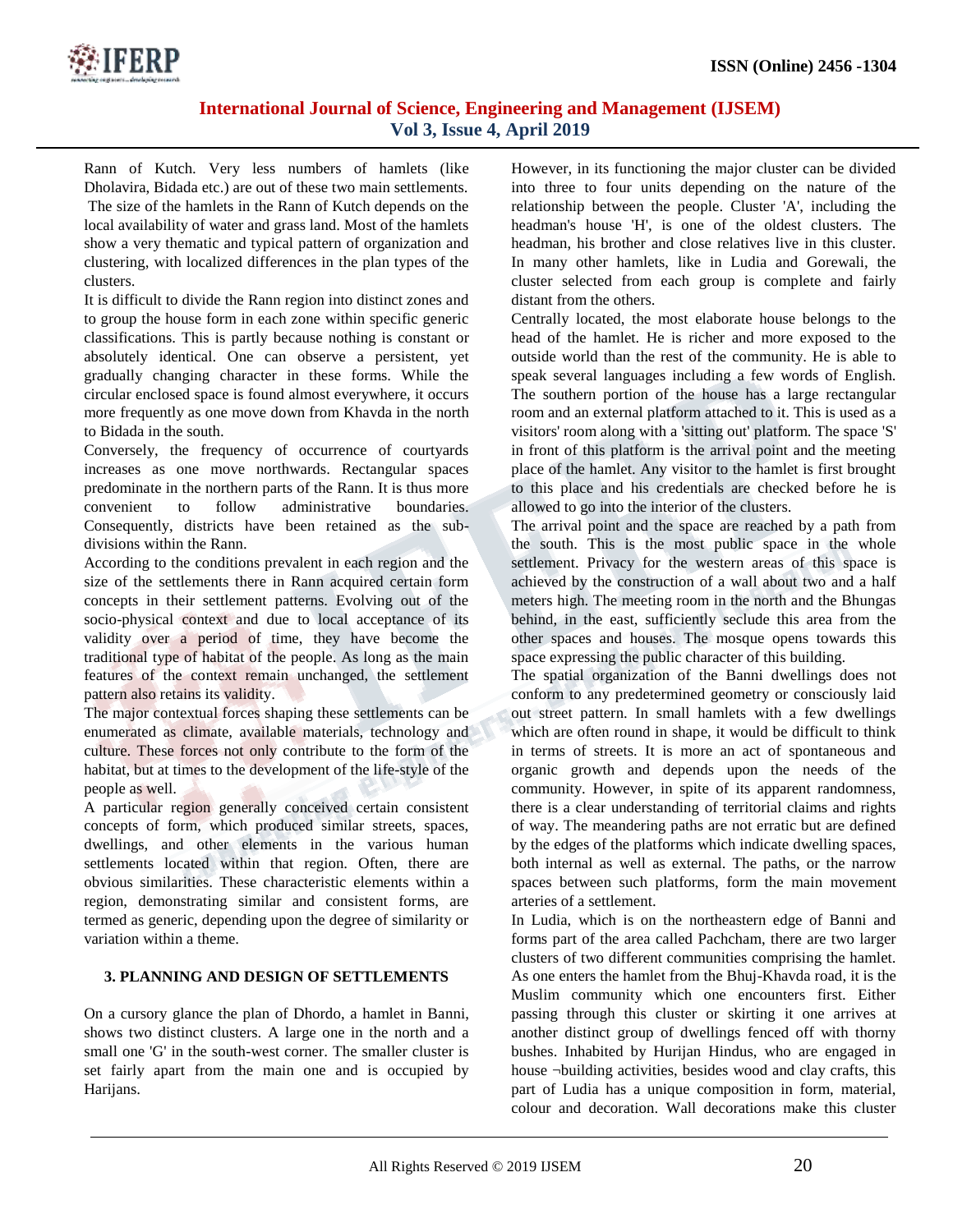Rann of Kutch. Very less numbers of hamlets (like Dholavira, Bidada etc.) are out of these two main settlements. The size of the hamlets in the Rann of Kutch depends on the local availability of water and grass land. Most of the hamlets show a very thematic and typical pattern of organization and clustering, with localized differences in the plan types of the clusters.

It is difficult to divide the Rann region into distinct zones and to group the house form in each zone within specific generic classifications. This is partly because nothing is constant or absolutely identical. One can observe a persistent, yet gradually changing character in these forms. While the circular enclosed space is found almost everywhere, it occurs more frequently as one move down from Khavda in the north to Bidada in the south.

Conversely, the frequency of occurrence of courtyards increases as one move northwards. Rectangular spaces predominate in the northern parts of the Rann. It is thus more convenient to follow administrative boundaries. Consequently, districts have been retained as the sub-divisions within the Rann.

According to the conditions prevalent in each region and the size of the settlements there in Rann acquired certain form concepts in their settlement patterns. Evolving out of the socio-physical context and due to local acceptance of its validity over a period of time, they have become the traditional type of habitat of the people. As long as the main features of the context remain unchanged, the settlement pattern also retains its validity.

The major contextual forces shaping these settlements can be enumerated as climate, available materials, technology and culture. These forces not only contribute to the form of the habitat, but at times to the development of the life-style of the people as well.

A particular region generally conceived certain consistent concepts of form, which produced similar streets, spaces, dwellings, and other elements in the various human settlements located within that region. Often, there are obvious similarities. These characteristic elements within a region, demonstrating similar and consistent forms, are termed as generic, depending upon the degree of similarity or variation within a theme.

## 3. PLANNING AND DESIGN OF SETTLEMENTS

On a cursory glance the plan of Dhordo, a hamlet in Banni, shows two distinct clusters. A large one in the north and a small one 'G' in the south-west corner. The smaller cluster is set fairly apart from the main one and is occupied by Harijans.

However, in its functioning the major cluster can be divided into three to four units depending on the nature of the relationship between the people. Cluster 'A', including the headman's house 'H', is one of the oldest clusters. The headman, his brother and close relatives live in this cluster. In many other hamlets, like in Ludia and Gorewali, the cluster selected from each group is complete and fairly distant from the others.

Centrally located, the most elaborate house belongs to the head of the hamlet. He is richer and more exposed to the outside world than the rest of the community. He is able to speak several languages including a few words of English. The southern portion of the house has a large rectangular room and an external platform attached to it. This is used as a visitors' room along with a 'sitting out' platform. The space 'S' in front of this platform is the arrival point and the meeting place of the hamlet. Any visitor to the hamlet is first brought to this place and his credentials are checked before he is allowed to go into the interior of the clusters.

The arrival point and the space are reached by a path from the south. This is the most public space in the whole settlement. Privacy for the western areas of this space is achieved by the construction of a wall about two and a half meters high. The meeting room in the north and the Bhungas behind, in the east, sufficiently seclude this area from the other spaces and houses. The mosque opens towards this space expressing the public character of this building.

The spatial organization of the Banni dwellings does not conform to any predetermined geometry or consciously laid out street pattern. In small hamlets with a few dwellings which are often round in shape, it would be difficult to think in terms of streets. It is more an act of spontaneous and organic growth and depends upon the needs of the community. However, in spite of its apparent randomness, there is a clear understanding of territorial claims and rights of way. The meandering paths are not erratic but are defined by the edges of the platforms which indicate dwelling spaces, both internal as well as external. The paths, or the narrow spaces between such platforms, form the main movement arteries of a settlement.

In Ludia, which is on the northeastern edge of Banni and forms part of the area called Pachcham, there are two larger clusters of two different communities comprising the hamlet. As one enters the hamlet from the Bhuj-Khavda road, it is the Muslim community which one encounters first. Either passing through this cluster or skirting it one arrives at another distinct group of dwellings fenced off with thorny bushes. Inhabited by Hurijan Hindus, who are engaged in house ¬building activities, besides wood and clay crafts, this part of Ludia has a unique composition in form, material, colour and decoration. Wall decorations make this cluster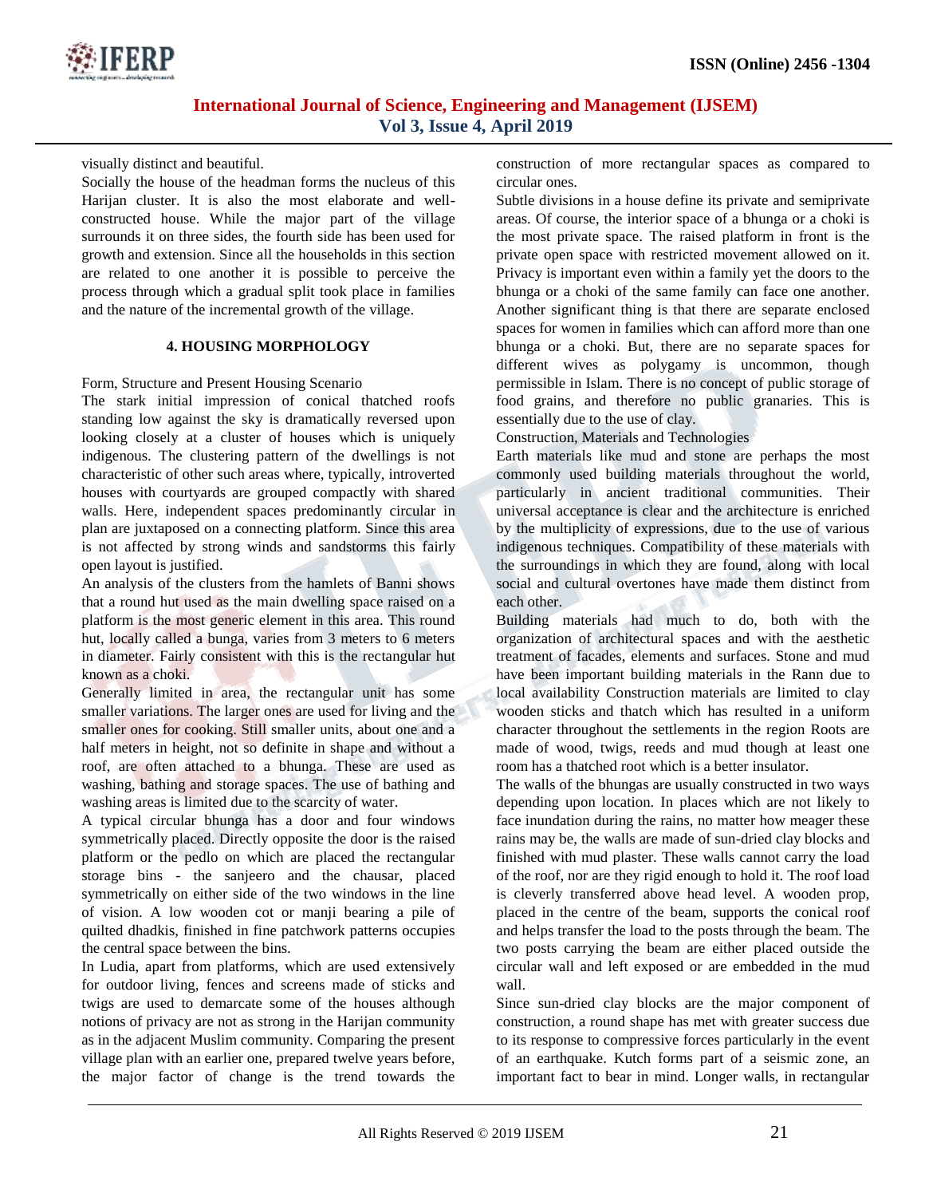visually distinct and beautiful.

Socially the house of the headman forms the nucleus of this Harijan cluster. It is also the most elaborate and well-constructed house. While the major part of the village surrounds it on three sides, the fourth side has been used for growth and extension. Since all the households in this section are related to one another it is possible to perceive the process through which a gradual split took place in families and the nature of the incremental growth of the village.

## 4. HOUSING MORPHOLOGY

Form, Structure and Present Housing Scenario

The stark initial impression of conical thatched roofs standing low against the sky is dramatically reversed upon looking closely at a cluster of houses which is uniquely indigenous. The clustering pattern of the dwellings is not characteristic of other such areas where, typically, introverted houses with courtyards are grouped compactly with shared walls. Here, independent spaces predominantly circular in plan are juxtaposed on a connecting platform. Since this area is not affected by strong winds and sandstorms this fairly open layout is justified.

An analysis of the clusters from the hamlets of Banni shows that a round hut used as the main dwelling space raised on a platform is the most generic element in this area. This round hut, locally called a bunga, varies from 3 meters to 6 meters in diameter. Fairly consistent with this is the rectangular hut known as a choki.

Generally limited in area, the rectangular unit has some smaller variations. The larger ones are used for living and the smaller ones for cooking. Still smaller units, about one and a half meters in height, not so definite in shape and without a roof, are often attached to a bhunga. These are used as washing, bathing and storage spaces. The use of bathing and washing areas is limited due to the scarcity of water.

A typical circular bhunga has a door and four windows symmetrically placed. Directly opposite the door is the raised platform or the pedlo on which are placed the rectangular storage bins - the sanjeero and the chausar, placed symmetrically on either side of the two windows in the line of vision. A low wooden cot or manji bearing a pile of quilted dhadkis, finished in fine patchwork patterns occupies the central space between the bins.

In Ludia, apart from platforms, which are used extensively for outdoor living, fences and screens made of sticks and twigs are used to demarcate some of the houses although notions of privacy are not as strong in the Harijan community as in the adjacent Muslim community. Comparing the present village plan with an earlier one, prepared twelve years before, the major factor of change is the trend towards the construction of more rectangular spaces as compared to circular ones.

Subtle divisions in a house define its private and semiprivate areas. Of course, the interior space of a bhunga or a choki is the most private space. The raised platform in front is the private open space with restricted movement allowed on it. Privacy is important even within a family yet the doors to the bhunga or a choki of the same family can face one another. Another significant thing is that there are separate enclosed spaces for women in families which can afford more than one bhunga or a choki. But, there are no separate spaces for different wives as polygamy is uncommon, though permissible in Islam. There is no concept of public storage of food grains, and therefore no public granaries. This is essentially due to the use of clay.

Construction, Materials and Technologies

Earth materials like mud and stone are perhaps the most commonly used building materials throughout the world, particularly in ancient traditional communities. Their universal acceptance is clear and the architecture is enriched by the multiplicity of expressions, due to the use of various indigenous techniques. Compatibility of these materials with the surroundings in which they are found, along with local social and cultural overtones have made them distinct from each other.

Building materials had much to do, both with the organization of architectural spaces and with the aesthetic treatment of facades, elements and surfaces. Stone and mud have been important building materials in the Rann due to local availability Construction materials are limited to clay wooden sticks and thatch which has resulted in a uniform character throughout the settlements in the region Roots are made of wood, twigs, reeds and mud though at least one room has a thatched root which is a better insulator.

The walls of the bhungas are usually constructed in two ways depending upon location. In places which are not likely to face inundation during the rains, no matter how meager these rains may be, the walls are made of sun-dried clay blocks and finished with mud plaster. These walls cannot carry the load of the roof, nor are they rigid enough to hold it. The roof load is cleverly transferred above head level. A wooden prop, placed in the centre of the beam, supports the conical roof and helps transfer the load to the posts through the beam. The two posts carrying the beam are either placed outside the circular wall and left exposed or are embedded in the mud wall.

Since sun-dried clay blocks are the major component of construction, a round shape has met with greater success due to its response to compressive forces particularly in the event of an earthquake. Kutch forms part of a seismic zone, an important fact to bear in mind. Longer walls, in rectangular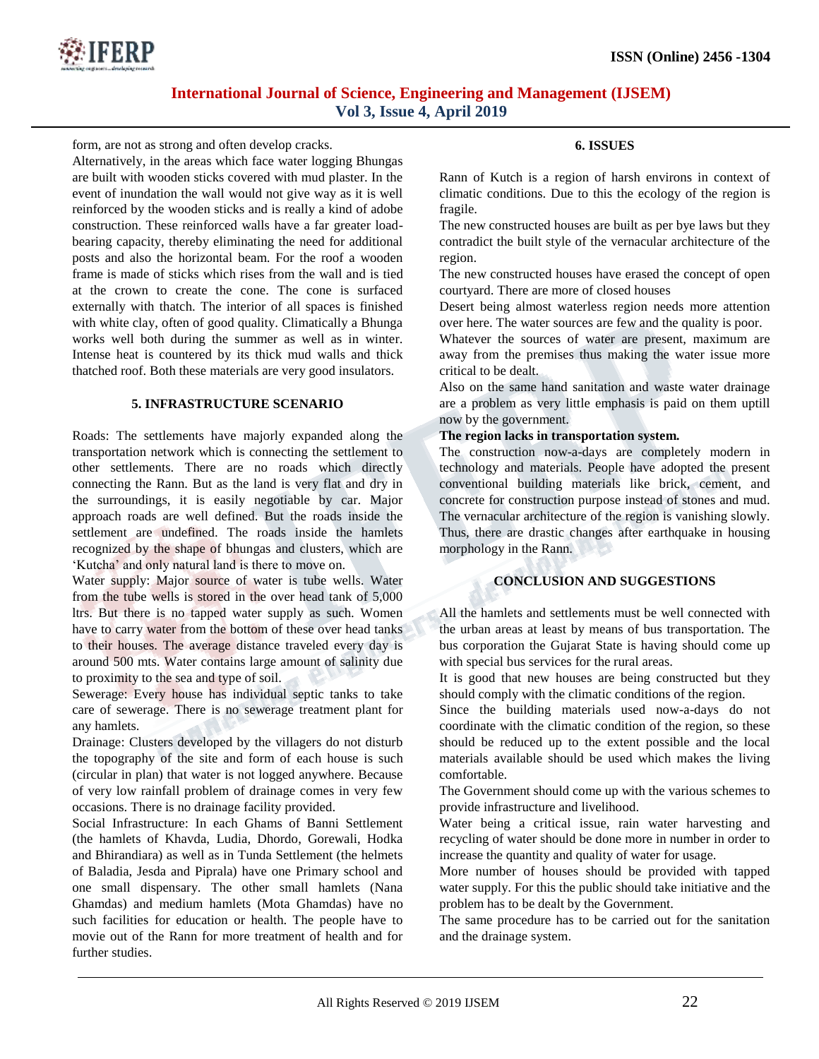form, are not as strong and often develop cracks.

Alternatively, in the areas which face water logging Bhungas are built with wooden sticks covered with mud plaster. In the event of inundation the wall would not give way as it is well reinforced by the wooden sticks and is really a kind of adobe construction. These reinforced walls have a far greater load-bearing capacity, thereby eliminating the need for additional posts and also the horizontal beam. For the roof a wooden frame is made of sticks which rises from the wall and is tied at the crown to create the cone. The cone is surfaced externally with thatch. The interior of all spaces is finished with white clay, often of good quality. Climatically a Bhunga works well both during the summer as well as in winter. Intense heat is countered by its thick mud walls and thick thatched roof. Both these materials are very good insulators.

## 5. INFRASTRUCTURE SCENARIO

Roads: The settlements have majorly expanded along the transportation network which is connecting the settlement to other settlements. There are no roads which directly connecting the Rann. But as the land is very flat and dry in the surroundings, it is easily negotiable by car. Major approach roads are well defined. But the roads inside the settlement are undefined. The roads inside the hamlets recognized by the shape of bhungas and clusters, which are 'Kutcha' and only natural land is there to move on.

Water supply: Major source of water is tube wells. Water from the tube wells is stored in the over head tank of 5,000 ltrs. But there is no tapped water supply as such. Women have to carry water from the bottom of these over head tanks to their houses. The average distance traveled every day is around 500 mts. Water contains large amount of salinity due to proximity to the sea and type of soil.

Sewerage: Every house has individual septic tanks to take care of sewerage. There is no sewerage treatment plant for any hamlets.

Drainage: Clusters developed by the villagers do not disturb the topography of the site and form of each house is such (circular in plan) that water is not logged anywhere. Because of very low rainfall problem of drainage comes in very few occasions. There is no drainage facility provided.

Social Infrastructure: In each Ghams of Banni Settlement (the hamlets of Khavda, Ludia, Dhordo, Gorewali, Hodka and Bhirandiara) as well as in Tunda Settlement (the helmets of Baladia, Jesda and Piprala) have one Primary school and one small dispensary. The other small hamlets (Nana Ghamdas) and medium hamlets (Mota Ghamdas) have no such facilities for education or health. The people have to movie out of the Rann for more treatment of health and for further studies.

## 6. ISSUES

Rann of Kutch is a region of harsh environs in context of climatic conditions. Due to this the ecology of the region is fragile.

The new constructed houses are built as per bye laws but they contradict the built style of the vernacular architecture of the region.

The new constructed houses have erased the concept of open courtyard. There are more of closed houses

Desert being almost waterless region needs more attention over here. The water sources are few and the quality is poor.

Whatever the sources of water are present, maximum are away from the premises thus making the water issue more critical to be dealt.

Also on the same hand sanitation and waste water drainage are a problem as very little emphasis is paid on them uptill now by the government.

**The region lacks in transportation system.**

The construction now-a-days are completely modern in technology and materials. People have adopted the present conventional building materials like brick, cement, and concrete for construction purpose instead of stones and mud. The vernacular architecture of the region is vanishing slowly. Thus, there are drastic changes after earthquake in housing morphology in the Rann.

## CONCLUSION AND SUGGESTIONS

All the hamlets and settlements must be well connected with the urban areas at least by means of bus transportation. The bus corporation the Gujarat State is having should come up with special bus services for the rural areas.

It is good that new houses are being constructed but they should comply with the climatic conditions of the region.

Since the building materials used now-a-days do not coordinate with the climatic condition of the region, so these should be reduced up to the extent possible and the local materials available should be used which makes the living comfortable.

The Government should come up with the various schemes to provide infrastructure and livelihood.

Water being a critical issue, rain water harvesting and recycling of water should be done more in number in order to increase the quantity and quality of water for usage.

More number of houses should be provided with tapped water supply. For this the public should take initiative and the problem has to be dealt by the Government.

The same procedure has to be carried out for the sanitation and the drainage system.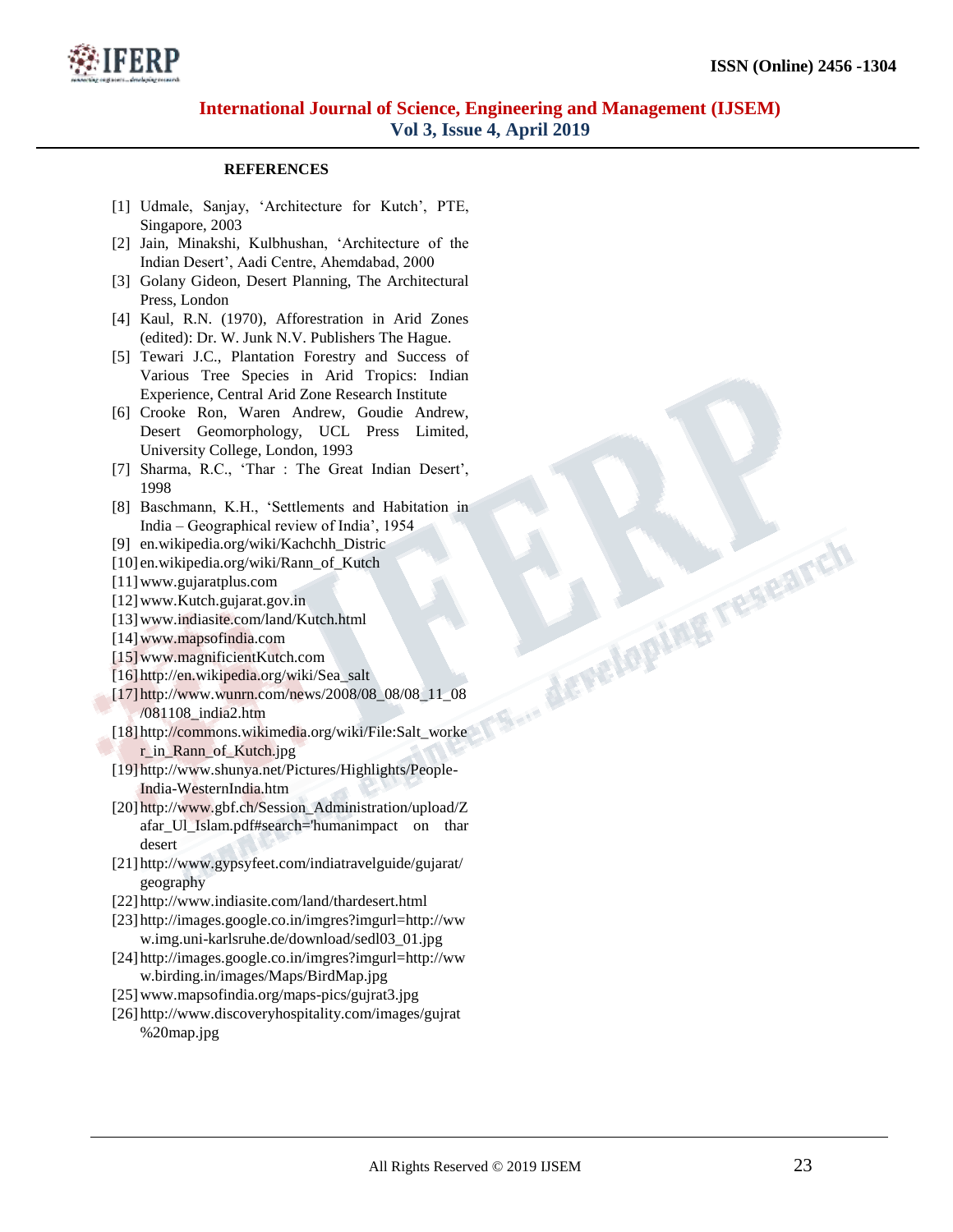## REFERENCES

[1] Udmale, Sanjay, 'Architecture for Kutch', PTE, Singapore, 2003

[2] Jain, Minakshi, Kulbhushan, 'Architecture of the Indian Desert', Aadi Centre, Ahemdabad, 2000

[3] Golany Gideon, Desert Planning, The Architectural Press, London

[4] Kaul, R.N. (1970), Afforestration in Arid Zones (edited): Dr. W. Junk N.V. Publishers The Hague.

[5] Tewari J.C., Plantation Forestry and Success of Various Tree Species in Arid Tropics: Indian Experience, Central Arid Zone Research Institute

[6] Crooke Ron, Waren Andrew, Goudie Andrew, Desert Geomorphology, UCL Press Limited, University College, London, 1993

[7] Sharma, R.C., 'Thar : The Great Indian Desert', 1998

[8] Baschmann, K.H., 'Settlements and Habitation in India – Geographical review of India', 1954

[9] en.wikipedia.org/wiki/Kachchh_Distric

[10] en.wikipedia.org/wiki/Rann_of_Kutch

[11] www.gujaratplus.com

[12] www.Kutch.gujarat.gov.in

[13] www.indiasite.com/land/Kutch.html

[14] www.mapsofindia.com

[15] www.magnificientKutch.com

[16] http://en.wikipedia.org/wiki/Sea_salt

[17] http://www.wunrn.com/news/2008/08_08/08_11_08/081108_india2.htm

[18] http://commons.wikimedia.org/wiki/File:Salt_worker_in_Rann_of_Kutch.jpg

[19] http://www.shunya.net/Pictures/Highlights/People-India-WesternIndia.htm

[20] http://www.gbf.ch/Session_Administration/upload/Zafar_Ul_Islam.pdf#search='humanimpact on thar desert

[21] http://www.gypsyfeet.com/indiatravelguide/gujarat/geography

[22] http://www.indiasite.com/land/thardesert.html

[23] http://images.google.co.in/imgres?imgurl=http://www.img.uni-karlsruhe.de/download/sedl03_01.jpg

[24] http://images.google.co.in/imgres?imgurl=http://www.birding.in/images/Maps/BirdMap.jpg

[25] www.mapsofindia.org/maps-pics/gujrat3.jpg

[26] http://www.discoveryhospitality.com/images/gujrat%20map.jpg